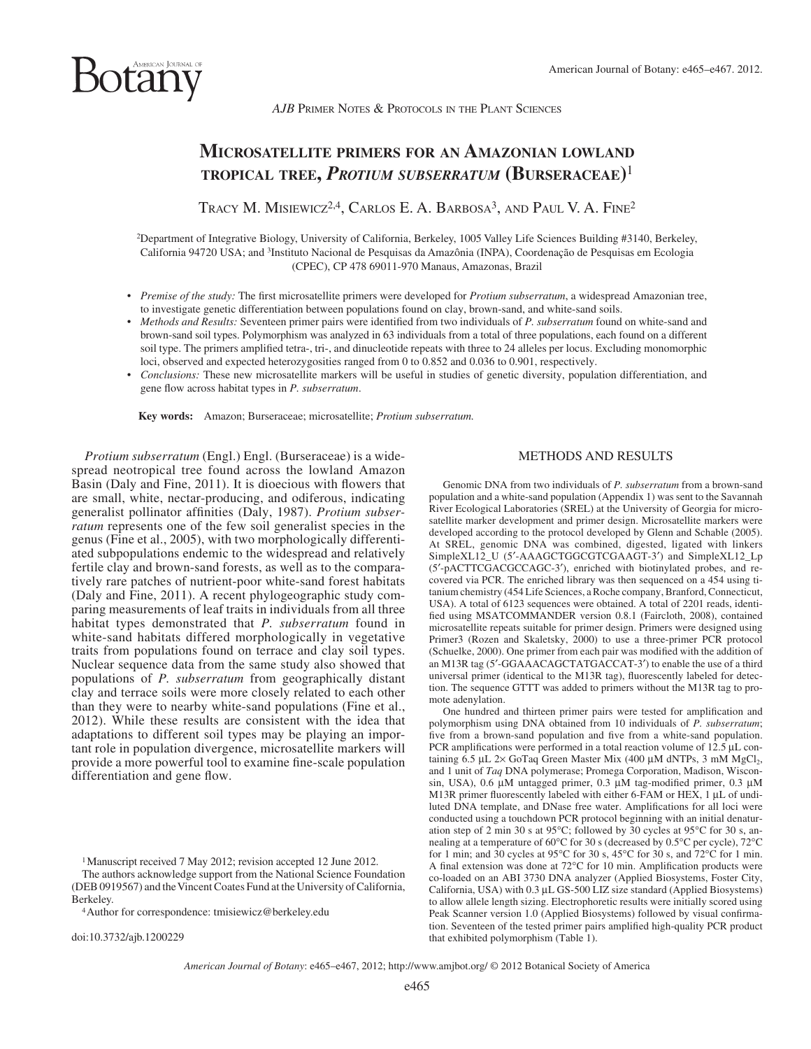*AJB* Primer Notes & Protocols in the Plant Sciences

# Microsatellite primers for an Amazonian lowland tropical tree, *Protium subserratum* (Burseraceae)[1]

Tracy M. Misiewicz[2,4], Carlos E. A. Barbosa[3], and Paul V. A. Fine[2]

[2]Department of Integrative Biology, University of California, Berkeley, 1005 Valley Life Sciences Building #3140, Berkeley, California 94720 USA; and [3]Instituto Nacional de Pesquisas da Amazônia (INPA), Coordenação de Pesquisas em Ecologia (CPEC), CP 478 69011-970 Manaus, Amazonas, Brazil

- *Premise of the study:* The first microsatellite primers were developed for *Protium subserratum*, a widespread Amazonian tree, to investigate genetic differentiation between populations found on clay, brown-sand, and white-sand soils.
- *Methods and Results:* Seventeen primer pairs were identified from two individuals of *P. subserratum* found on white-sand and brown-sand soil types. Polymorphism was analyzed in 63 individuals from a total of three populations, each found on a different soil type. The primers amplified tetra-, tri-, and dinucleotide repeats with three to 24 alleles per locus. Excluding monomorphic loci, observed and expected heterozygosities ranged from 0 to 0.852 and 0.036 to 0.901, respectively.
- *Conclusions:* These new microsatellite markers will be useful in studies of genetic diversity, population differentiation, and gene flow across habitat types in *P. subserratum*.

**Key words:** Amazon; Burseraceae; microsatellite; *Protium subserratum.*

*Protium subserratum* (Engl.) Engl. (Burseraceae) is a widespread neotropical tree found across the lowland Amazon Basin (Daly and Fine, 2011). It is dioecious with flowers that are small, white, nectar-producing, and odiferous, indicating generalist pollinator affinities (Daly, 1987). *Protium subserratum* represents one of the few soil generalist species in the genus (Fine et al., 2005), with two morphologically differentiated subpopulations endemic to the widespread and relatively fertile clay and brown-sand forests, as well as to the comparatively rare patches of nutrient-poor white-sand forest habitats (Daly and Fine, 2011). A recent phylogeographic study comparing measurements of leaf traits in individuals from all three habitat types demonstrated that *P. subserratum* found in white-sand habitats differed morphologically in vegetative traits from populations found on terrace and clay soil types. Nuclear sequence data from the same study also showed that populations of *P. subserratum* from geographically distant clay and terrace soils were more closely related to each other than they were to nearby white-sand populations (Fine et al., 2012). While these results are consistent with the idea that adaptations to different soil types may be playing an important role in population divergence, microsatellite markers will provide a more powerful tool to examine fine-scale population differentiation and gene flow.

[1]Manuscript received 7 May 2012; revision accepted 12 June 2012.

The authors acknowledge support from the National Science Foundation (DEB 0919567) and the Vincent Coates Fund at the University of California, Berkeley.

[4]Author for correspondence: tmisiewicz@berkeley.edu

doi:10.3732/ajb.1200229

## METHODS AND RESULTS

Genomic DNA from two individuals of *P. subserratum* from a brown-sand population and a white-sand population (Appendix 1) was sent to the Savannah River Ecological Laboratories (SREL) at the University of Georgia for microsatellite marker development and primer design. Microsatellite markers were developed according to the protocol developed by Glenn and Schable (2005). At SREL, genomic DNA was combined, digested, ligated with linkers SimpleXL12_U (5′-AAAGCTGGCGTCGAAGT-3′) and SimpleXL12_Lp (5′-pACTTCGACGCCAGC-3′), enriched with biotinylated probes, and recovered via PCR. The enriched library was then sequenced on a 454 using titanium chemistry (454 Life Sciences, a Roche company, Branford, Connecticut, USA). A total of 6123 sequences were obtained. A total of 2201 reads, identified using MSATCOMMANDER version 0.8.1 (Faircloth, 2008), contained microsatellite repeats suitable for primer design. Primers were designed using Primer3 (Rozen and Skaletsky, 2000) to use a three-primer PCR protocol (Schuelke, 2000). One primer from each pair was modified with the addition of an M13R tag (5′-GGAAACAGCTATGACCAT-3′) to enable the use of a third universal primer (identical to the M13R tag), fluorescently labeled for detection. The sequence GTTT was added to primers without the M13R tag to promote adenylation.

One hundred and thirteen primer pairs were tested for amplification and polymorphism using DNA obtained from 10 individuals of *P. subserratum*; five from a brown-sand population and five from a white-sand population. PCR amplifications were performed in a total reaction volume of 12.5 µL containing 6.5 µL 2× GoTaq Green Master Mix (400 µM dNTPs, 3 mM $MgCl_2$, and 1 unit of *Taq* DNA polymerase; Promega Corporation, Madison, Wisconsin, USA), 0.6 µM untagged primer, 0.3 µM tag-modified primer, 0.3 µM M13R primer fluorescently labeled with either 6-FAM or HEX, 1 µL of undiluted DNA template, and DNase free water. Amplifications for all loci were conducted using a touchdown PCR protocol beginning with an initial denaturation step of 2 min 30 s at 95°C; followed by 30 cycles at 95°C for 30 s, annealing at a temperature of 60°C for 30 s (decreased by 0.5°C per cycle), 72°C for 1 min; and 30 cycles at 95°C for 30 s, 45°C for 30 s, and 72°C for 1 min. A final extension was done at 72°C for 10 min. Amplification products were co-loaded on an ABI 3730 DNA analyzer (Applied Biosystems, Foster City, California, USA) with 0.3 µL GS-500 LIZ size standard (Applied Biosystems) to allow allele length sizing. Electrophoretic results were initially scored using Peak Scanner version 1.0 (Applied Biosystems) followed by visual confirmation. Seventeen of the tested primer pairs amplified high-quality PCR product that exhibited polymorphism (Table 1).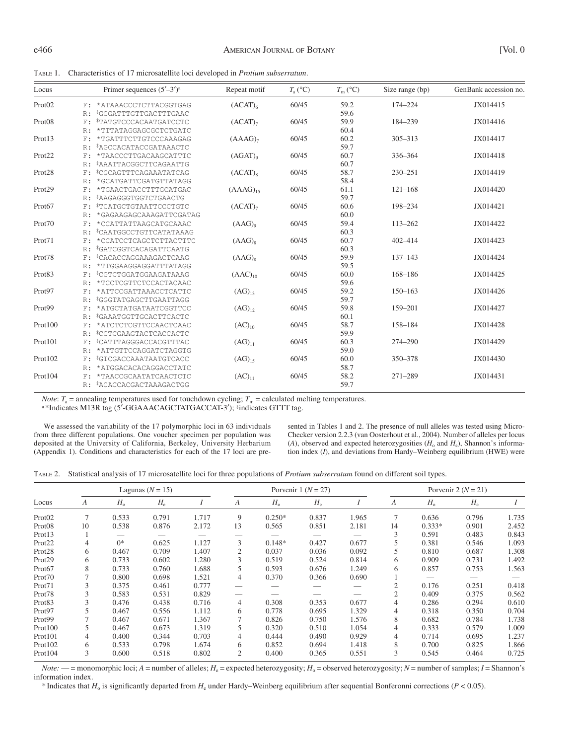Table 1. Characteristics of 17 microsatellite loci developed in *Protium subserratum*.

| Locus | Primer sequences (5′–3′)[a] | Repeat motif | $T_a$ (°C) | $T_m$ (°C) | Size range (bp) | GenBank accession no. |
|---|---|---|---|---|---|---|
| Prot02 | F: *ATAAACCCTCTTACGGTGAG<br>R: ‡GGGATTTGTTGACTTTGAAC | $(ACAT)_6$ | 60/45 | 59.2<br>59.6 | 174–224 | JX014415 |
| Prot08 | F: ‡TATGTCCCACAATGATCCTC<br>R: *TTTATAGGAGCGCTCTGATC | $(ACAT)_7$ | 60/45 | 59.9<br>60.4 | 184–239 | JX014416 |
| Prot13 | F: *TGATTTCTTGTCCCAAAGAG<br>R: ‡AGCCACATACCGATAAACTC | $(AAAG)_7$ | 60/45 | 60.2<br>59.7 | 305–313 | JX014417 |
| Prot22 | F: *TAACCCTTGACAAGCATTTC<br>R: ‡AAATTACGGCTTCAGAATTG | $(AGAT)_9$ | 60/45 | 60.7<br>60.7 | 336–364 | JX014418 |
| Prot28 | F: ‡CGCAGTTTCAGAAATATCAG<br>R: *GCATGATTCGATGTTATAGG | $(ACAT)_8$ | 60/45 | 58.7<br>58.4 | 230–251 | JX014419 |
| Prot29 | F: *TGAACTGACCTTTGCATGAC<br>R: ‡AAGAGGGTGGTCTGAACTG | $(AAAG)_{15}$ | 60/45 | 61.1<br>59.7 | 121–168 | JX014420 |
| Prot67 | F: ‡TCATGCTGTAATTCCCTGTC<br>R: *GAGAAGAGCAAAGATTCGATAG | $(ACAT)_7$ | 60/45 | 60.6<br>60.0 | 198–234 | JX014421 |
| Prot70 | F: *CCATTATTAAGCATGCAAAC<br>R: ‡CAATGGCCTGTTCATATAAAG | $(AAG)_9$ | 60/45 | 59.4<br>60.3 | 113–262 | JX014422 |
| Prot71 | F: *CCATCCTCAGCTCTTACTTTC<br>R: ‡GATCGGTCACAGATTCAATG | $(AAG)_8$ | 60/45 | 60.7<br>60.3 | 402–414 | JX014423 |
| Prot78 | F: ‡CACACCAGGAAAGACTCAAG<br>R: *TTGGAAGGAGGATTTATAGG | $(AAG)_8$ | 60/45 | 59.9<br>59.5 | 137–143 | JX014424 |
| Prot83 | F: ‡CGTCTGGATGGAAGATAAAG<br>R: *TCCTCGTTCTCCACTACAAC | $(AAC)_{10}$ | 60/45 | 60.0<br>59.6 | 168–186 | JX014425 |
| Prot97 | F: *ATTCCGATTAAACCTCATTC<br>R: ‡GGGTATGAGCTTGAATTAGG | $(AG)_{13}$ | 60/45 | 59.2<br>59.7 | 150–163 | JX014426 |
| Prot99 | F: *ATGCTATGATAATCGGTTCC<br>R: ‡GAAATGGTTGCACTTCACTC | $(AG)_{12}$ | 60/45 | 59.8<br>60.1 | 159–201 | JX014427 |
| Prot100 | F: *ATCTCTCGTTCCAACTCAAC<br>R: ‡CGTCGAAGTACTCACCACTC | $(AC)_{10}$ | 60/45 | 58.7<br>59.9 | 158–184 | JX014428 |
| Prot101 | F: ‡CATTTAGGGACCACGTTTAC<br>R: *ATTGTTCCAGGATCTAGGTG | $(AG)_{11}$ | 60/45 | 60.3<br>59.0 | 274–290 | JX014429 |
| Prot102 | F: ‡GTCGACCAAATAATGTCACC<br>R: *ATGGACACACAGGACCTATC | $(AG)_{15}$ | 60/45 | 60.0<br>58.7 | 350–378 | JX014430 |
| Prot104 | F: *TAACCGCAATATCAACTCTC<br>R: ‡ACACCACGACTAAAGACTGG | $(AC)_{11}$ | 60/45 | 58.2<br>59.7 | 271–289 | JX014431 |

*Note*: $T_a$ = annealing temperatures used for touchdown cycling; $T_m$ = calculated melting temperatures.

[a] *Indicates M13R tag (5′-GGAAACAGCTATGACCAT-3′); ‡indicates GTTT tag.

We assessed the variability of the 17 polymorphic loci in 63 individuals from three different populations. One voucher specimen per population was deposited at the University of California, Berkeley, University Herbarium (Appendix 1). Conditions and characteristics for each of the 17 loci are presented in Tables 1 and 2. The presence of null alleles was tested using Micro-Checker version 2.2.3 (van Oosterhout et al., 2004). Number of alleles per locus ($A$), observed and expected heterozygosities ($H_o$ and $H_e$), Shannon's information index ($I$), and deviations from Hardy–Weinberg equilibrium (HWE) were

Table 2. Statistical analysis of 17 microsatellite loci for three populations of *Protium subserratum* found on different soil types.

| | Lagunas ($N$ = 15) | | | | Porvenir 1 ($N$ = 27) | | | | Porvenir 2 ($N$ = 21) | | | |
|---|---|---|---|---|---|---|---|---|---|---|---|---|
| Locus | $A$ | $H_o$ | $H_e$ | $I$ | $A$ | $H_o$ | $H_e$ | $I$ | $A$ | $H_o$ | $H_e$ | $I$ |
| Prot02 | 7 | 0.533 | 0.791 | 1.717 | 9 | 0.250* | 0.837 | 1.965 | 7 | 0.636 | 0.796 | 1.735 |
| Prot08 | 10 | 0.538 | 0.876 | 2.172 | 13 | 0.565 | 0.851 | 2.181 | 14 | 0.333* | 0.901 | 2.452 |
| Prot13 | 1 | — | — | — | — | — | — | — | 3 | 0.591 | 0.483 | 0.843 |
| Prot22 | 4 | 0* | 0.625 | 1.127 | 3 | 0.148* | 0.427 | 0.677 | 5 | 0.381 | 0.546 | 1.093 |
| Prot28 | 6 | 0.467 | 0.709 | 1.407 | 2 | 0.037 | 0.036 | 0.092 | 5 | 0.810 | 0.687 | 1.308 |
| Prot29 | 6 | 0.733 | 0.602 | 1.280 | 3 | 0.519 | 0.524 | 0.814 | 6 | 0.909 | 0.731 | 1.492 |
| Prot67 | 8 | 0.733 | 0.760 | 1.688 | 5 | 0.593 | 0.676 | 1.249 | 6 | 0.857 | 0.753 | 1.563 |
| Prot70 | 7 | 0.800 | 0.698 | 1.521 | 4 | 0.370 | 0.366 | 0.690 | 1 | — | — | — |
| Prot71 | 3 | 0.375 | 0.461 | 0.777 | — | — | — | — | 2 | 0.176 | 0.251 | 0.418 |
| Prot78 | 3 | 0.583 | 0.531 | 0.829 | — | — | — | — | 2 | 0.409 | 0.375 | 0.562 |
| Prot83 | 3 | 0.476 | 0.438 | 0.716 | 4 | 0.308 | 0.353 | 0.677 | 4 | 0.286 | 0.294 | 0.610 |
| Prot97 | 5 | 0.467 | 0.556 | 1.112 | 6 | 0.778 | 0.695 | 1.329 | 4 | 0.318 | 0.350 | 0.704 |
| Prot99 | 7 | 0.467 | 0.671 | 1.367 | 7 | 0.826 | 0.750 | 1.576 | 8 | 0.682 | 0.784 | 1.738 |
| Prot100 | 5 | 0.467 | 0.673 | 1.319 | 5 | 0.320 | 0.510 | 1.054 | 4 | 0.333 | 0.579 | 1.009 |
| Prot101 | 4 | 0.400 | 0.344 | 0.703 | 4 | 0.444 | 0.490 | 0.929 | 4 | 0.714 | 0.695 | 1.237 |
| Prot102 | 6 | 0.533 | 0.798 | 1.674 | 6 | 0.852 | 0.694 | 1.418 | 8 | 0.700 | 0.825 | 1.866 |
| Prot104 | 3 | 0.600 | 0.518 | 0.802 | 2 | 0.400 | 0.365 | 0.551 | 3 | 0.545 | 0.464 | 0.725 |

*Note:* — = monomorphic loci; $A$ = number of alleles; $H_e$ = expected heterozygosity; $H_o$ = observed heterozygosity; $N$ = number of samples; $I$ = Shannon's information index.

* Indicates that $H_o$ is significantly departed from $H_e$ under Hardy–Weinberg equilibrium after sequential Bonferonni corrections ($P < 0.05$).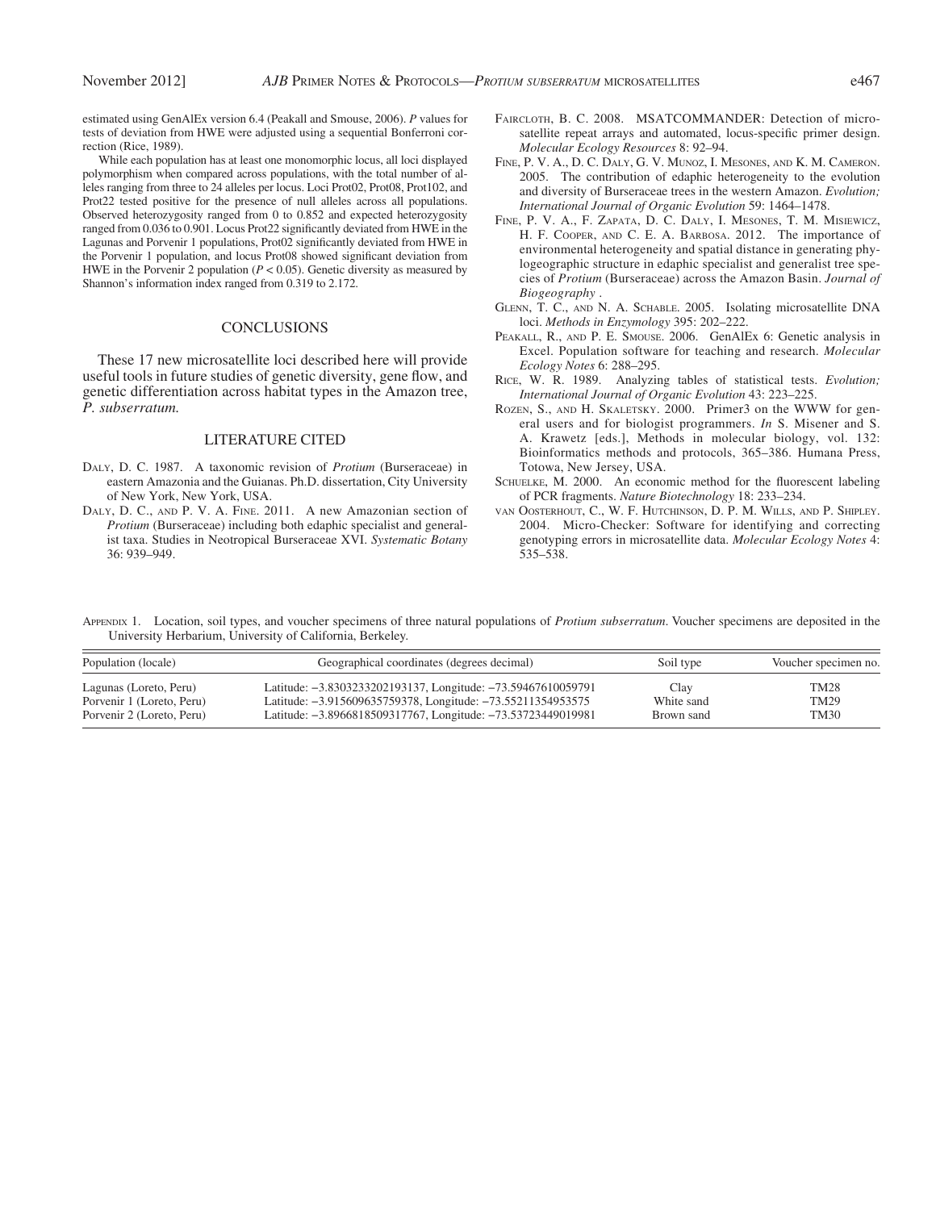estimated using GenAlEx version 6.4 (Peakall and Smouse, 2006). *P* values for tests of deviation from HWE were adjusted using a sequential Bonferroni correction (Rice, 1989).

While each population has at least one monomorphic locus, all loci displayed polymorphism when compared across populations, with the total number of alleles ranging from three to 24 alleles per locus. Loci Prot02, Prot08, Prot102, and Prot22 tested positive for the presence of null alleles across all populations. Observed heterozygosity ranged from 0 to 0.852 and expected heterozygosity ranged from 0.036 to 0.901. Locus Prot22 significantly deviated from HWE in the Lagunas and Porvenir 1 populations, Prot02 significantly deviated from HWE in the Porvenir 1 population, and locus Prot08 showed significant deviation from HWE in the Porvenir 2 population ($P < 0.05$). Genetic diversity as measured by Shannon's information index ranged from 0.319 to 2.172.

## CONCLUSIONS

These 17 new microsatellite loci described here will provide useful tools in future studies of genetic diversity, gene flow, and genetic differentiation across habitat types in the Amazon tree, *P. subserratum.*

## LITERATURE CITED

Daly, D. C. 1987. A taxonomic revision of *Protium* (Burseraceae) in eastern Amazonia and the Guianas. Ph.D. dissertation, City University of New York, New York, USA.

Daly, D. C., and P. V. A. Fine. 2011. A new Amazonian section of *Protium* (Burseraceae) including both edaphic specialist and generalist taxa. Studies in Neotropical Burseraceae XVI. *Systematic Botany* 36: 939–949.

Faircloth, B. C. 2008. MSATCOMMANDER: Detection of microsatellite repeat arrays and automated, locus-specific primer design. *Molecular Ecology Resources* 8: 92–94.

Fine, P. V. A., D. C. Daly, G. V. Munoz, I. Mesones, and K. M. Cameron. 2005. The contribution of edaphic heterogeneity to the evolution and diversity of Burseraceae trees in the western Amazon. *Evolution; International Journal of Organic Evolution* 59: 1464–1478.

Fine, P. V. A., F. Zapata, D. C. Daly, I. Mesones, T. M. Misiewicz, H. F. Cooper, and C. E. A. Barbosa. 2012. The importance of environmental heterogeneity and spatial distance in generating phylogeographic structure in edaphic specialist and generalist tree species of *Protium* (Burseraceae) across the Amazon Basin. *Journal of Biogeography* .

Glenn, T. C., and N. A. Schable. 2005. Isolating microsatellite DNA loci. *Methods in Enzymology* 395: 202–222.

Peakall, R., and P. E. Smouse. 2006. GenAlEx 6: Genetic analysis in Excel. Population software for teaching and research. *Molecular Ecology Notes* 6: 288–295.

Rice, W. R. 1989. Analyzing tables of statistical tests. *Evolution; International Journal of Organic Evolution* 43: 223–225.

Rozen, S., and H. Skaletsky. 2000. Primer3 on the WWW for general users and for biologist programmers. *In* S. Misener and S. A. Krawetz [eds.], Methods in molecular biology, vol. 132: Bioinformatics methods and protocols, 365–386. Humana Press, Totowa, New Jersey, USA.

Schuelke, M. 2000. An economic method for the fluorescent labeling of PCR fragments. *Nature Biotechnology* 18: 233–234.

van Oosterhout, C., W. F. Hutchinson, D. P. M. Wills, and P. Shipley. 2004. Micro-Checker: Software for identifying and correcting genotyping errors in microsatellite data. *Molecular Ecology Notes* 4: 535–538.

Appendix 1. Location, soil types, and voucher specimens of three natural populations of *Protium subserratum*. Voucher specimens are deposited in the University Herbarium, University of California, Berkeley.

| Population (locale) | Geographical coordinates (degrees decimal) | Soil type | Voucher specimen no. |
|---|---|---|---|
| Lagunas (Loreto, Peru) | Latitude: −3.8303233202193137, Longitude: −73.59467610059791 | Clay | TM28 |
| Porvenir 1 (Loreto, Peru) | Latitude: −3.915609635759378, Longitude: −73.55211354953575 | White sand | TM29 |
| Porvenir 2 (Loreto, Peru) | Latitude: −3.8966818509317767, Longitude: −73.53723449019981 | Brown sand | TM30 |